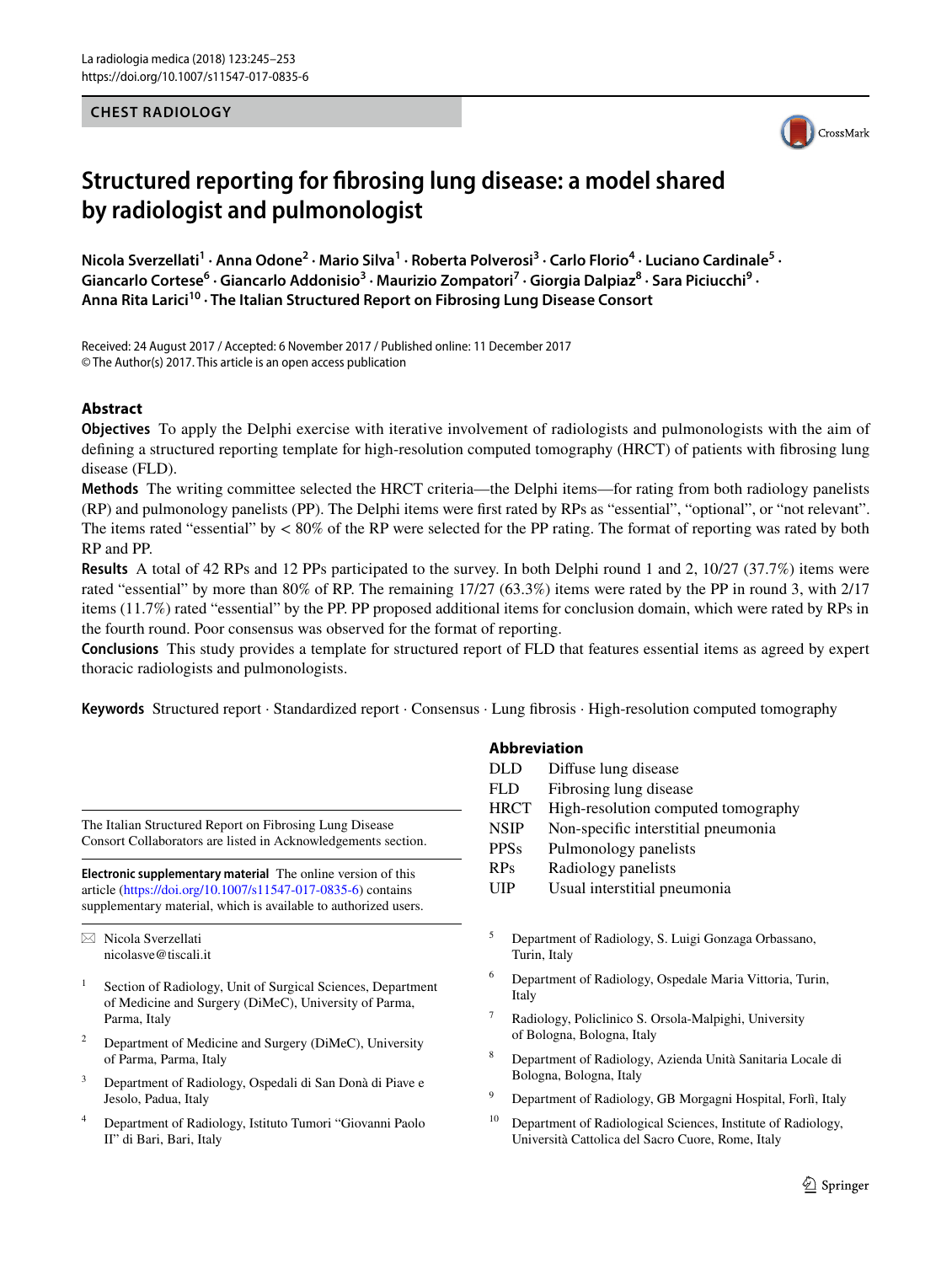CHEST RADIOLOGY

# Structured reporting for fibrosing lung disease: a model shared by radiologist and pulmonologist

**Nicola Sverzellati[1] · Anna Odone[2] · Mario Silva[1] · Roberta Polverosi[3] · Carlo Florio[4] · Luciano Cardinale[5] · Giancarlo Cortese[6] · Giancarlo Addonisio[3] · Maurizio Zompatori[7] · Giorgia Dalpiaz[8] · Sara Piciucchi[9] · Anna Rita Larici[10] · The Italian Structured Report on Fibrosing Lung Disease Consort**

Received: 24 August 2017 / Accepted: 6 November 2017 / Published online: 11 December 2017
© The Author(s) 2017. This article is an open access publication

## Abstract

**Objectives** To apply the Delphi exercise with iterative involvement of radiologists and pulmonologists with the aim of defining a structured reporting template for high-resolution computed tomography (HRCT) of patients with fibrosing lung disease (FLD).

**Methods** The writing committee selected the HRCT criteria—the Delphi items—for rating from both radiology panelists (RP) and pulmonology panelists (PP). The Delphi items were first rated by RPs as "essential", "optional", or "not relevant". The items rated "essential" by < 80% of the RP were selected for the PP rating. The format of reporting was rated by both RP and PP.

**Results** A total of 42 RPs and 12 PPs participated to the survey. In both Delphi round 1 and 2, 10/27 (37.7%) items were rated "essential" by more than 80% of RP. The remaining 17/27 (63.3%) items were rated by the PP in round 3, with 2/17 items (11.7%) rated "essential" by the PP. PP proposed additional items for conclusion domain, which were rated by RPs in the fourth round. Poor consensus was observed for the format of reporting.

**Conclusions** This study provides a template for structured report of FLD that features essential items as agreed by expert thoracic radiologists and pulmonologists.

**Keywords** Structured report · Standardized report · Consensus · Lung fibrosis · High-resolution computed tomography

### Abbreviation

| | |
|---|---|
| DLD | Diffuse lung disease |
| FLD | Fibrosing lung disease |
| HRCT | High-resolution computed tomography |
| NSIP | Non-specific interstitial pneumonia |
| PPSs | Pulmonology panelists |
| RPs | Radiology panelists |
| UIP | Usual interstitial pneumonia |

The Italian Structured Report on Fibrosing Lung Disease Consort Collaborators are listed in Acknowledgements section.

**Electronic supplementary material** The online version of this article (https://doi.org/10.1007/s11547-017-0835-6) contains supplementary material, which is available to authorized users.

✉ Nicola Sverzellati
nicolasve@tiscali.it

1 Section of Radiology, Unit of Surgical Sciences, Department of Medicine and Surgery (DiMeC), University of Parma, Parma, Italy

2 Department of Medicine and Surgery (DiMeC), University of Parma, Parma, Italy

3 Department of Radiology, Ospedali di San Donà di Piave e Jesolo, Padua, Italy

4 Department of Radiology, Istituto Tumori "Giovanni Paolo II" di Bari, Bari, Italy

5 Department of Radiology, S. Luigi Gonzaga Orbassano, Turin, Italy

6 Department of Radiology, Ospedale Maria Vittoria, Turin, Italy

7 Radiology, Policlinico S. Orsola-Malpighi, University of Bologna, Bologna, Italy

8 Department of Radiology, Azienda Unità Sanitaria Locale di Bologna, Bologna, Italy

9 Department of Radiology, GB Morgagni Hospital, Forlì, Italy

10 Department of Radiological Sciences, Institute of Radiology, Università Cattolica del Sacro Cuore, Rome, Italy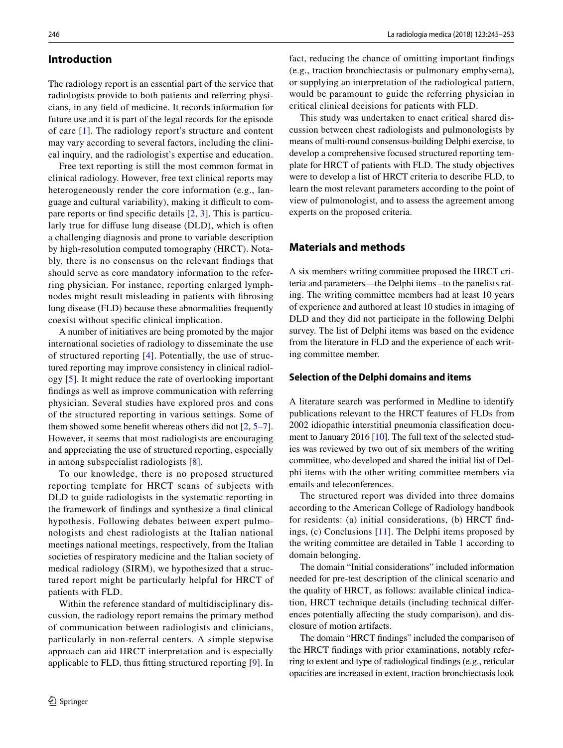## Introduction

The radiology report is an essential part of the service that radiologists provide to both patients and referring physicians, in any field of medicine. It records information for future use and it is part of the legal records for the episode of care [1]. The radiology report's structure and content may vary according to several factors, including the clinical inquiry, and the radiologist's expertise and education.

Free text reporting is still the most common format in clinical radiology. However, free text clinical reports may heterogeneously render the core information (e.g., language and cultural variability), making it difficult to compare reports or find specific details [2, 3]. This is particularly true for diffuse lung disease (DLD), which is often a challenging diagnosis and prone to variable description by high-resolution computed tomography (HRCT). Notably, there is no consensus on the relevant findings that should serve as core mandatory information to the referring physician. For instance, reporting enlarged lymphnodes might result misleading in patients with fibrosing lung disease (FLD) because these abnormalities frequently coexist without specific clinical implication.

A number of initiatives are being promoted by the major international societies of radiology to disseminate the use of structured reporting [4]. Potentially, the use of structured reporting may improve consistency in clinical radiology [5]. It might reduce the rate of overlooking important findings as well as improve communication with referring physician. Several studies have explored pros and cons of the structured reporting in various settings. Some of them showed some benefit whereas others did not [2, 5–7]. However, it seems that most radiologists are encouraging and appreciating the use of structured reporting, especially in among subspecialist radiologists [8].

To our knowledge, there is no proposed structured reporting template for HRCT scans of subjects with DLD to guide radiologists in the systematic reporting in the framework of findings and synthesize a final clinical hypothesis. Following debates between expert pulmonologists and chest radiologists at the Italian national meetings national meetings, respectively, from the Italian societies of respiratory medicine and the Italian society of medical radiology (SIRM), we hypothesized that a structured report might be particularly helpful for HRCT of patients with FLD.

Within the reference standard of multidisciplinary discussion, the radiology report remains the primary method of communication between radiologists and clinicians, particularly in non-referral centers. A simple stepwise approach can aid HRCT interpretation and is especially applicable to FLD, thus fitting structured reporting [9]. In fact, reducing the chance of omitting important findings (e.g., traction bronchiectasis or pulmonary emphysema), or supplying an interpretation of the radiological pattern, would be paramount to guide the referring physician in critical clinical decisions for patients with FLD.

This study was undertaken to enact critical shared discussion between chest radiologists and pulmonologists by means of multi-round consensus-building Delphi exercise, to develop a comprehensive focused structured reporting template for HRCT of patients with FLD. The study objectives were to develop a list of HRCT criteria to describe FLD, to learn the most relevant parameters according to the point of view of pulmonologist, and to assess the agreement among experts on the proposed criteria.

## Materials and methods

A six members writing committee proposed the HRCT criteria and parameters—the Delphi items –to the panelists rating. The writing committee members had at least 10 years of experience and authored at least 10 studies in imaging of DLD and they did not participate in the following Delphi survey. The list of Delphi items was based on the evidence from the literature in FLD and the experience of each writing committee member.

### Selection of the Delphi domains and items

A literature search was performed in Medline to identify publications relevant to the HRCT features of FLDs from 2002 idiopathic interstitial pneumonia classification document to January 2016 [10]. The full text of the selected studies was reviewed by two out of six members of the writing committee, who developed and shared the initial list of Delphi items with the other writing committee members via emails and teleconferences.

The structured report was divided into three domains according to the American College of Radiology handbook for residents: (a) initial considerations, (b) HRCT findings, (c) Conclusions [11]. The Delphi items proposed by the writing committee are detailed in Table 1 according to domain belonging.

The domain "Initial considerations" included information needed for pre-test description of the clinical scenario and the quality of HRCT, as follows: available clinical indication, HRCT technique details (including technical differences potentially affecting the study comparison), and disclosure of motion artifacts.

The domain "HRCT findings" included the comparison of the HRCT findings with prior examinations, notably referring to extent and type of radiological findings (e.g., reticular opacities are increased in extent, traction bronchiectasis look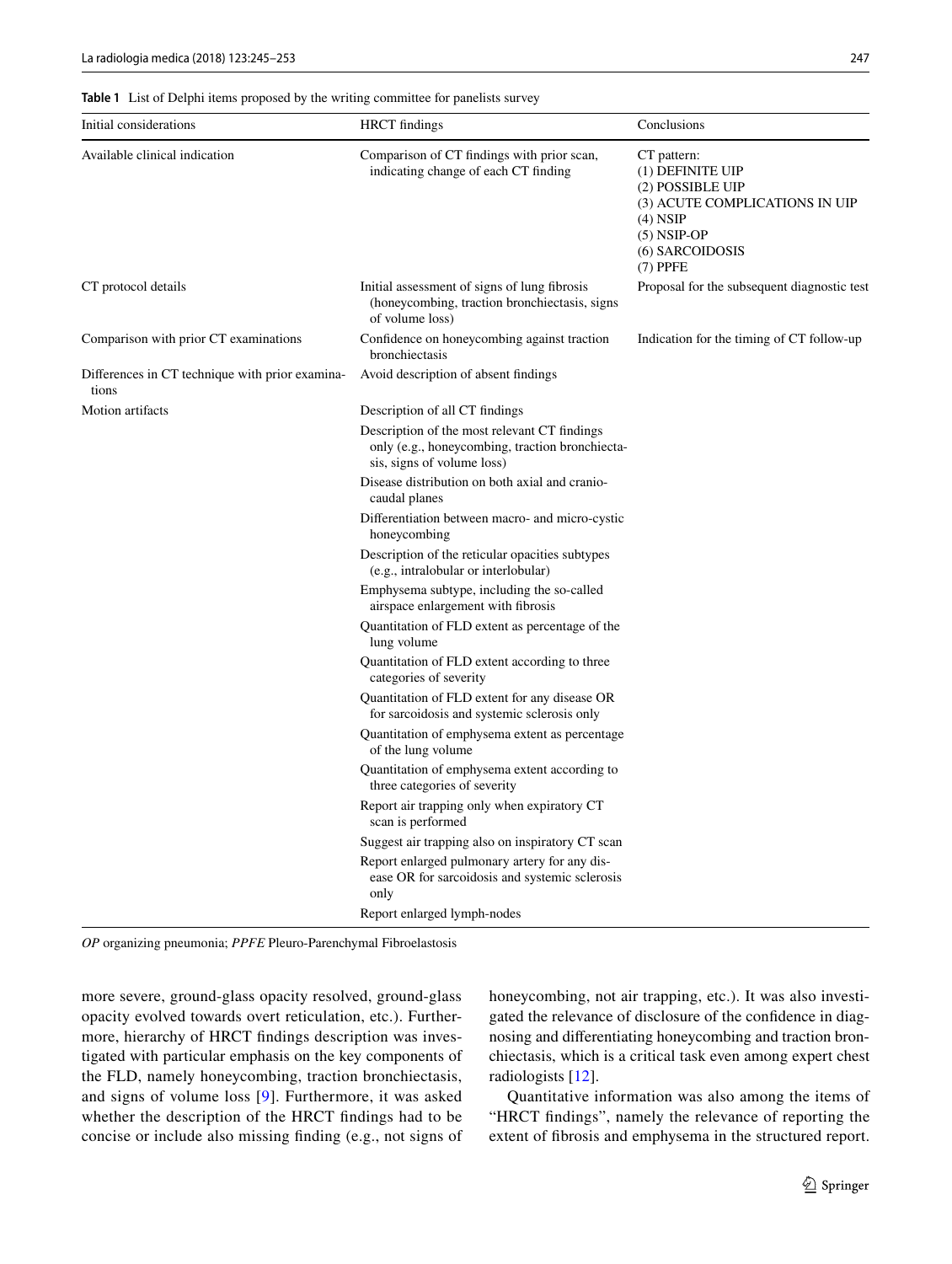**Table 1** List of Delphi items proposed by the writing committee for panelists survey

| Initial considerations | HRCT findings | Conclusions |
|---|---|---|
| Available clinical indication | Comparison of CT findings with prior scan, indicating change of each CT finding | CT pattern: (1) DEFINITE UIP (2) POSSIBLE UIP (3) ACUTE COMPLICATIONS IN UIP (4) NSIP (5) NSIP-OP (6) SARCOIDOSIS (7) PPFE |
| CT protocol details | Initial assessment of signs of lung fibrosis (honeycombing, traction bronchiectasis, signs of volume loss) | Proposal for the subsequent diagnostic test |
| Comparison with prior CT examinations | Confidence on honeycombing against traction bronchiectasis | Indication for the timing of CT follow-up |
| Differences in CT technique with prior examinations | Avoid description of absent findings | |
| Motion artifacts | Description of all CT findings | |
| | Description of the most relevant CT findings only (e.g., honeycombing, traction bronchiectasis, signs of volume loss) | |
| | Disease distribution on both axial and cranio-caudal planes | |
| | Differentiation between macro- and micro-cystic honeycombing | |
| | Description of the reticular opacities subtypes (e.g., intralobular or interlobular) | |
| | Emphysema subtype, including the so-called airspace enlargement with fibrosis | |
| | Quantitation of FLD extent as percentage of the lung volume | |
| | Quantitation of FLD extent according to three categories of severity | |
| | Quantitation of FLD extent for any disease OR for sarcoidosis and systemic sclerosis only | |
| | Quantitation of emphysema extent as percentage of the lung volume | |
| | Quantitation of emphysema extent according to three categories of severity | |
| | Report air trapping only when expiratory CT scan is performed | |
| | Suggest air trapping also on inspiratory CT scan | |
| | Report enlarged pulmonary artery for any disease OR for sarcoidosis and systemic sclerosis only | |
| | Report enlarged lymph-nodes | |

*OP* organizing pneumonia; *PPFE* Pleuro-Parenchymal Fibroelastosis

more severe, ground-glass opacity resolved, ground-glass opacity evolved towards overt reticulation, etc.). Furthermore, hierarchy of HRCT findings description was investigated with particular emphasis on the key components of the FLD, namely honeycombing, traction bronchiectasis, and signs of volume loss [9]. Furthermore, it was asked whether the description of the HRCT findings had to be concise or include also missing finding (e.g., not signs of honeycombing, not air trapping, etc.). It was also investigated the relevance of disclosure of the confidence in diagnosing and differentiating honeycombing and traction bronchiectasis, which is a critical task even among expert chest radiologists [12].

Quantitative information was also among the items of "HRCT findings", namely the relevance of reporting the extent of fibrosis and emphysema in the structured report.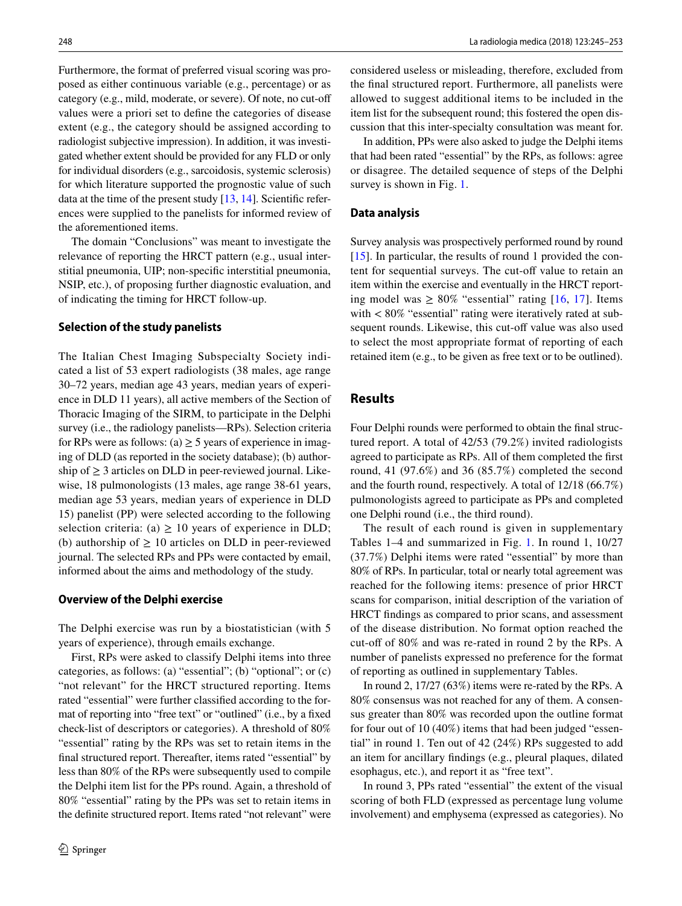Furthermore, the format of preferred visual scoring was proposed as either continuous variable (e.g., percentage) or as category (e.g., mild, moderate, or severe). Of note, no cut-off values were a priori set to define the categories of disease extent (e.g., the category should be assigned according to radiologist subjective impression). In addition, it was investigated whether extent should be provided for any FLD or only for individual disorders (e.g., sarcoidosis, systemic sclerosis) for which literature supported the prognostic value of such data at the time of the present study [13, 14]. Scientific references were supplied to the panelists for informed review of the aforementioned items.

The domain "Conclusions" was meant to investigate the relevance of reporting the HRCT pattern (e.g., usual interstitial pneumonia, UIP; non-specific interstitial pneumonia, NSIP, etc.), of proposing further diagnostic evaluation, and of indicating the timing for HRCT follow-up.

### Selection of the study panelists

The Italian Chest Imaging Subspecialty Society indicated a list of 53 expert radiologists (38 males, age range 30–72 years, median age 43 years, median years of experience in DLD 11 years), all active members of the Section of Thoracic Imaging of the SIRM, to participate in the Delphi survey (i.e., the radiology panelists—RPs). Selection criteria for RPs were as follows: (a) ≥ 5 years of experience in imaging of DLD (as reported in the society database); (b) authorship of ≥ 3 articles on DLD in peer-reviewed journal. Likewise, 18 pulmonologists (13 males, age range 38-61 years, median age 53 years, median years of experience in DLD 15) panelist (PP) were selected according to the following selection criteria: (a) ≥ 10 years of experience in DLD; (b) authorship of ≥ 10 articles on DLD in peer-reviewed journal. The selected RPs and PPs were contacted by email, informed about the aims and methodology of the study.

### Overview of the Delphi exercise

The Delphi exercise was run by a biostatistician (with 5 years of experience), through emails exchange.

First, RPs were asked to classify Delphi items into three categories, as follows: (a) "essential"; (b) "optional"; or (c) "not relevant" for the HRCT structured reporting. Items rated "essential" were further classified according to the format of reporting into "free text" or "outlined" (i.e., by a fixed check-list of descriptors or categories). A threshold of 80% "essential" rating by the RPs was set to retain items in the final structured report. Thereafter, items rated "essential" by less than 80% of the RPs were subsequently used to compile the Delphi item list for the PPs round. Again, a threshold of 80% "essential" rating by the PPs was set to retain items in the definite structured report. Items rated "not relevant" were considered useless or misleading, therefore, excluded from the final structured report. Furthermore, all panelists were allowed to suggest additional items to be included in the item list for the subsequent round; this fostered the open discussion that this inter-specialty consultation was meant for.

In addition, PPs were also asked to judge the Delphi items that had been rated "essential" by the RPs, as follows: agree or disagree. The detailed sequence of steps of the Delphi survey is shown in Fig. 1.

### Data analysis

Survey analysis was prospectively performed round by round [15]. In particular, the results of round 1 provided the content for sequential surveys. The cut-off value to retain an item within the exercise and eventually in the HRCT reporting model was ≥ 80% "essential" rating [16, 17]. Items with < 80% "essential" rating were iteratively rated at subsequent rounds. Likewise, this cut-off value was also used to select the most appropriate format of reporting of each retained item (e.g., to be given as free text or to be outlined).

## Results

Four Delphi rounds were performed to obtain the final structured report. A total of 42/53 (79.2%) invited radiologists agreed to participate as RPs. All of them completed the first round, 41 (97.6%) and 36 (85.7%) completed the second and the fourth round, respectively. A total of 12/18 (66.7%) pulmonologists agreed to participate as PPs and completed one Delphi round (i.e., the third round).

The result of each round is given in supplementary Tables 1–4 and summarized in Fig. 1. In round 1, 10/27 (37.7%) Delphi items were rated "essential" by more than 80% of RPs. In particular, total or nearly total agreement was reached for the following items: presence of prior HRCT scans for comparison, initial description of the variation of HRCT findings as compared to prior scans, and assessment of the disease distribution. No format option reached the cut-off of 80% and was re-rated in round 2 by the RPs. A number of panelists expressed no preference for the format of reporting as outlined in supplementary Tables.

In round 2, 17/27 (63%) items were re-rated by the RPs. A 80% consensus was not reached for any of them. A consensus greater than 80% was recorded upon the outline format for four out of 10 (40%) items that had been judged "essential" in round 1. Ten out of 42 (24%) RPs suggested to add an item for ancillary findings (e.g., pleural plaques, dilated esophagus, etc.), and report it as "free text".

In round 3, PPs rated "essential" the extent of the visual scoring of both FLD (expressed as percentage lung volume involvement) and emphysema (expressed as categories). No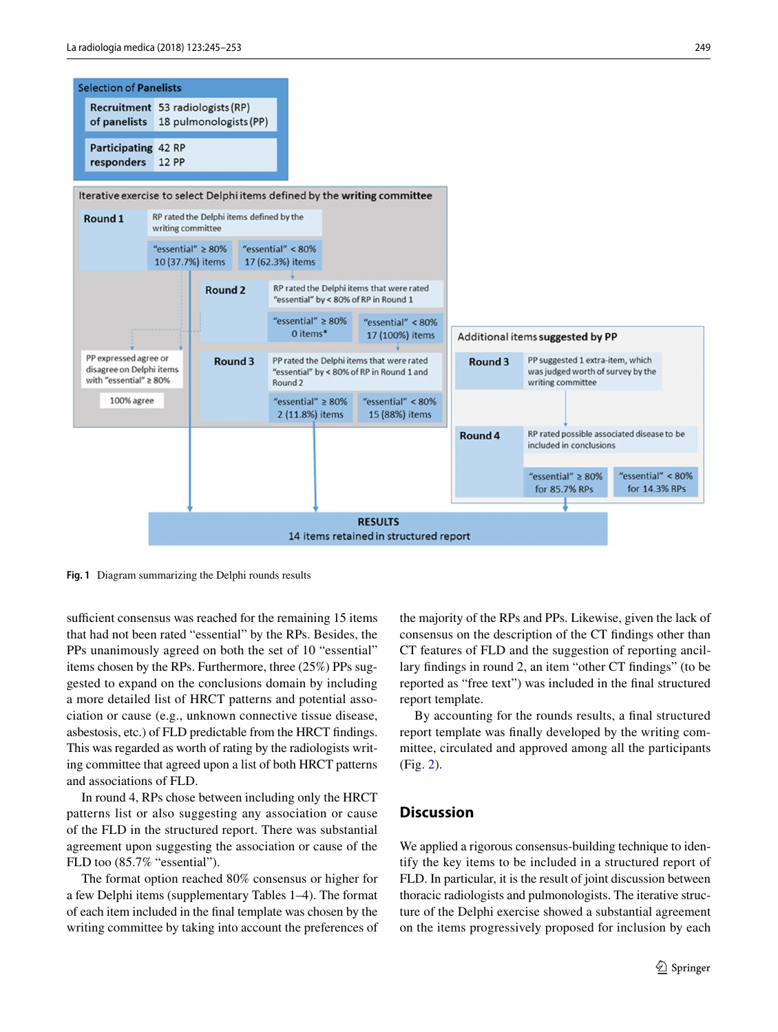Selection of Panelists

Recruitment of panelists: 53 radiologists (RP), 18 pulmonologists (PP)

Participating responders: 42 RP, 12 PP

Iterative exercise to select Delphi items defined by the **writing committee**

**Round 1** — RP rated the Delphi items defined by the writing committee
- "essential" ≥ 80%: 10 (37.7%) items
- "essential" < 80%: 17 (62.3%) items

**Round 2** — RP rated the Delphi items that were rated "essential" by < 80% of RP in Round 1
- "essential" ≥ 80%: 0 items*
- "essential" < 80%: 17 (100%) items

PP expressed agree or disagree on Delphi items with "essential" ≥ 80%
- 100% agree

**Round 3** — PP rated the Delphi items that were rated "essential" by < 80% of RP in Round 1 and Round 2
- "essential" ≥ 80%: 2 (11.8%) items
- "essential" < 80%: 15 (88%) items

Additional items **suggested by PP**

**Round 3** — PP suggested 1 extra-item, which was judged worth of survey by the writing committee

**Round 4** — RP rated possible associated disease to be included in conclusions
- "essential" ≥ 80% for 85.7% RPs
- "essential" < 80% for 14.3% RPs

**RESULTS**
14 items retained in structured report

**Fig. 1** Diagram summarizing the Delphi rounds results

sufficient consensus was reached for the remaining 15 items that had not been rated "essential" by the RPs. Besides, the PPs unanimously agreed on both the set of 10 "essential" items chosen by the RPs. Furthermore, three (25%) PPs suggested to expand on the conclusions domain by including a more detailed list of HRCT patterns and potential association or cause (e.g., unknown connective tissue disease, asbestosis, etc.) of FLD predictable from the HRCT findings. This was regarded as worth of rating by the radiologists writing committee that agreed upon a list of both HRCT patterns and associations of FLD.

In round 4, RPs chose between including only the HRCT patterns list or also suggesting any association or cause of the FLD in the structured report. There was substantial agreement upon suggesting the association or cause of the FLD too (85.7% "essential").

The format option reached 80% consensus or higher for a few Delphi items (supplementary Tables 1–4). The format of each item included in the final template was chosen by the writing committee by taking into account the preferences of the majority of the RPs and PPs. Likewise, given the lack of consensus on the description of the CT findings other than CT features of FLD and the suggestion of reporting ancillary findings in round 2, an item "other CT findings" (to be reported as "free text") was included in the final structured report template.

By accounting for the rounds results, a final structured report template was finally developed by the writing committee, circulated and approved among all the participants (Fig. 2).

## Discussion

We applied a rigorous consensus-building technique to identify the key items to be included in a structured report of FLD. In particular, it is the result of joint discussion between thoracic radiologists and pulmonologists. The iterative structure of the Delphi exercise showed a substantial agreement on the items progressively proposed for inclusion by each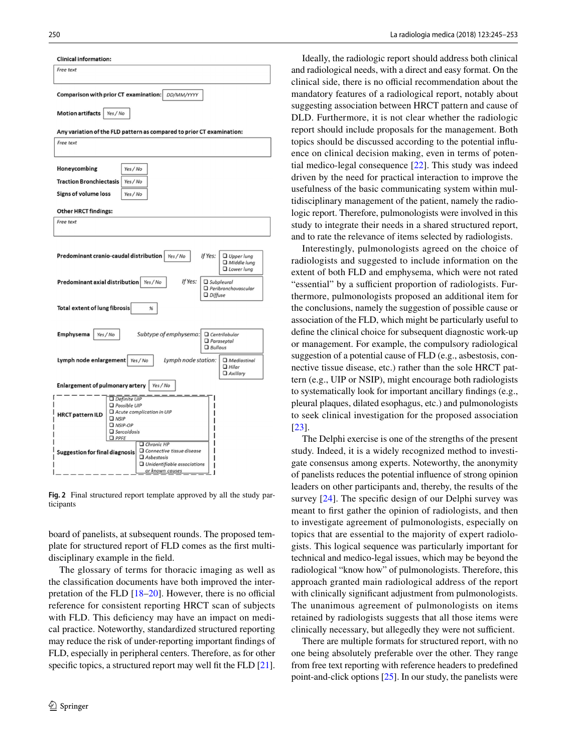**Clinical information:**

Free text

**Comparison with prior CT examination:** DD/MM/YYYY

**Motion artifacts** Yes / No

**Any variation of the FLD pattern as compared to prior CT examination:**

Free text

**Honeycombing** Yes / No

**Traction Bronchiectasis** Yes / No

**Signs of volume loss** Yes / No

**Other HRCT findings:**

Free text

**Predominant cranio-caudal distribution** Yes / No — *If Yes:* ❑ Upper lung ❑ Middle lung ❑ Lower lung

**Predominant axial distribution** Yes / No — *If Yes:* ❑ Subpleural ❑ Peribronchovascular ❑ Diffuse

**Total extent of lung fibrosis** %

**Emphysema** Yes / No — *Subtype of emphysema:* ❑ Centrilobular ❑ Paraseptal ❑ Bullous

**Lymph node enlargement** Yes / No — *Lymph node station:* ❑ Mediastinal ❑ Hilar ❑ Axillary

**Enlargement of pulmonary artery** Yes / No

**HRCT pattern ILD** ❑ Definite UIP ❑ Possible UIP ❑ Acute complication in UIP ❑ NSIP ❑ NSIP-OP ❑ Sarcoidosis ❑ PPFE

**Suggestion for final diagnosis** ❑ Chronic HP ❑ Connective tissue disease ❑ Asbestosis ❑ Unidentifiable associations or known causes

**Fig. 2** Final structured report template approved by all the study participants

board of panelists, at subsequent rounds. The proposed template for structured report of FLD comes as the first multidisciplinary example in the field.

The glossary of terms for thoracic imaging as well as the classification documents have both improved the interpretation of the FLD [18–20]. However, there is no official reference for consistent reporting HRCT scan of subjects with FLD. This deficiency may have an impact on medical practice. Noteworthy, standardized structured reporting may reduce the risk of under-reporting important findings of FLD, especially in peripheral centers. Therefore, as for other specific topics, a structured report may well fit the FLD [21].

Ideally, the radiologic report should address both clinical and radiological needs, with a direct and easy format. On the clinical side, there is no official recommendation about the mandatory features of a radiological report, notably about suggesting association between HRCT pattern and cause of DLD. Furthermore, it is not clear whether the radiologic report should include proposals for the management. Both topics should be discussed according to the potential influence on clinical decision making, even in terms of potential medico-legal consequence [22]. This study was indeed driven by the need for practical interaction to improve the usefulness of the basic communicating system within multidisciplinary management of the patient, namely the radiologic report. Therefore, pulmonologists were involved in this study to integrate their needs in a shared structured report, and to rate the relevance of items selected by radiologists.

Interestingly, pulmonologists agreed on the choice of radiologists and suggested to include information on the extent of both FLD and emphysema, which were not rated "essential" by a sufficient proportion of radiologists. Furthermore, pulmonologists proposed an additional item for the conclusions, namely the suggestion of possible cause or association of the FLD, which might be particularly useful to define the clinical choice for subsequent diagnostic work-up or management. For example, the compulsory radiological suggestion of a potential cause of FLD (e.g., asbestosis, connective tissue disease, etc.) rather than the sole HRCT pattern (e.g., UIP or NSIP), might encourage both radiologists to systematically look for important ancillary findings (e.g., pleural plaques, dilated esophagus, etc.) and pulmonologists to seek clinical investigation for the proposed association [23].

The Delphi exercise is one of the strengths of the present study. Indeed, it is a widely recognized method to investigate consensus among experts. Noteworthy, the anonymity of panelists reduces the potential influence of strong opinion leaders on other participants and, thereby, the results of the survey [24]. The specific design of our Delphi survey was meant to first gather the opinion of radiologists, and then to investigate agreement of pulmonologists, especially on topics that are essential to the majority of expert radiologists. This logical sequence was particularly important for technical and medico-legal issues, which may be beyond the radiological "know how" of pulmonologists. Therefore, this approach granted main radiological address of the report with clinically significant adjustment from pulmonologists. The unanimous agreement of pulmonologists on items retained by radiologists suggests that all those items were clinically necessary, but allegedly they were not sufficient.

There are multiple formats for structured report, with no one being absolutely preferable over the other. They range from free text reporting with reference headers to predefined point-and-click options [25]. In our study, the panelists were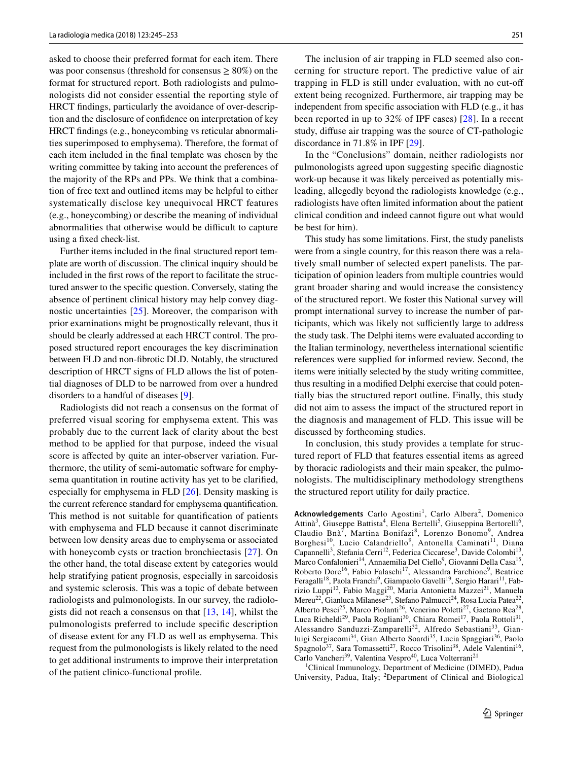asked to choose their preferred format for each item. There was poor consensus (threshold for consensus ≥ 80%) on the format for structured report. Both radiologists and pulmonologists did not consider essential the reporting style of HRCT findings, particularly the avoidance of over-description and the disclosure of confidence on interpretation of key HRCT findings (e.g., honeycombing vs reticular abnormalities superimposed to emphysema). Therefore, the format of each item included in the final template was chosen by the writing committee by taking into account the preferences of the majority of the RPs and PPs. We think that a combination of free text and outlined items may be helpful to either systematically disclose key unequivocal HRCT features (e.g., honeycombing) or describe the meaning of individual abnormalities that otherwise would be difficult to capture using a fixed check-list.

Further items included in the final structured report template are worth of discussion. The clinical inquiry should be included in the first rows of the report to facilitate the structured answer to the specific question. Conversely, stating the absence of pertinent clinical history may help convey diagnostic uncertainties [25]. Moreover, the comparison with prior examinations might be prognostically relevant, thus it should be clearly addressed at each HRCT control. The proposed structured report encourages the key discrimination between FLD and non-fibrotic DLD. Notably, the structured description of HRCT signs of FLD allows the list of potential diagnoses of DLD to be narrowed from over a hundred disorders to a handful of diseases [9].

Radiologists did not reach a consensus on the format of preferred visual scoring for emphysema extent. This was probably due to the current lack of clarity about the best method to be applied for that purpose, indeed the visual score is affected by quite an inter-observer variation. Furthermore, the utility of semi-automatic software for emphysema quantitation in routine activity has yet to be clarified, especially for emphysema in FLD [26]. Density masking is the current reference standard for emphysema quantification. This method is not suitable for quantification of patients with emphysema and FLD because it cannot discriminate between low density areas due to emphysema or associated with honeycomb cysts or traction bronchiectasis [27]. On the other hand, the total disease extent by categories would help stratifying patient prognosis, especially in sarcoidosis and systemic sclerosis. This was a topic of debate between radiologists and pulmonologists. In our survey, the radiologists did not reach a consensus on that [13, 14], whilst the pulmonologists preferred to include specific description of disease extent for any FLD as well as emphysema. This request from the pulmonologists is likely related to the need to get additional instruments to improve their interpretation of the patient clinico-functional profile.

The inclusion of air trapping in FLD seemed also concerning for structure report. The predictive value of air trapping in FLD is still under evaluation, with no cut-off extent being recognized. Furthermore, air trapping may be independent from specific association with FLD (e.g., it has been reported in up to 32% of IPF cases) [28]. In a recent study, diffuse air trapping was the source of CT-pathologic discordance in 71.8% in IPF [29].

In the "Conclusions" domain, neither radiologists nor pulmonologists agreed upon suggesting specific diagnostic work-up because it was likely perceived as potentially misleading, allegedly beyond the radiologists knowledge (e.g., radiologists have often limited information about the patient clinical condition and indeed cannot figure out what would be best for him).

This study has some limitations. First, the study panelists were from a single country, for this reason there was a relatively small number of selected expert panelists. The participation of opinion leaders from multiple countries would grant broader sharing and would increase the consistency of the structured report. We foster this National survey will prompt international survey to increase the number of participants, which was likely not sufficiently large to address the study task. The Delphi items were evaluated according to the Italian terminology, nevertheless international scientific references were supplied for informed review. Second, the items were initially selected by the study writing committee, thus resulting in a modified Delphi exercise that could potentially bias the structured report outline. Finally, this study did not aim to assess the impact of the structured report in the diagnosis and management of FLD. This issue will be discussed by forthcoming studies.

In conclusion, this study provides a template for structured report of FLD that features essential items as agreed by thoracic radiologists and their main speaker, the pulmonologists. The multidisciplinary methodology strengthens the structured report utility for daily practice.

**Acknowledgements** Carlo Agostini[1], Carlo Albera[2], Domenico Attinà[3], Giuseppe Battista[4], Elena Bertelli[5], Giuseppina Bertorelli[6], Claudio Bnà[7], Martina Bonifazi[8], Lorenzo Bonomo[9], Andrea Borghesi[10], Lucio Calandriello[9], Antonella Caminati[11], Diana Capannelli[3], Stefania Cerri[12], Federica Ciccarese[3], Davide Colombi[13], Marco Confalonieri[14], Annaemilia Del Ciello[9], Giovanni Della Casa[15], Roberto Dore[16], Fabio Falaschi[17], Alessandra Farchione[9], Beatrice Feragalli[18], Paola Franchi[9], Giampaolo Gavelli[19], Sergio Harari[11], Fabrizio Luppi[12], Fabio Maggi[20], Maria Antonietta Mazzei[21], Manuela Mereu[22], Gianluca Milanese[23], Stefano Palmucci[24], Rosa Lucia Patea[22], Alberto Pesci[25], Marco Piolanti[26], Venerino Poletti[27], Gaetano Rea[28], Luca Richeldi[29], Paola Rogliani[30], Chiara Romei[17], Paola Rottoli[31], Alessandro Sanduzzi-Zamparelli[32], Alfredo Sebastiani[33], Gianluigi Sergiacomi[34], Gian Alberto Soardi[35], Lucia Spaggiari[36], Paolo Spagnolo[37], Sara Tomassetti[27], Rocco Trisolini[38], Adele Valentini[16], Carlo Vancheri[39], Valentina Vespro[40], Luca Volterrani[21]

[1]Clinical Immunology, Department of Medicine (DIMED), Padua University, Padua, Italy; [2]Department of Clinical and Biological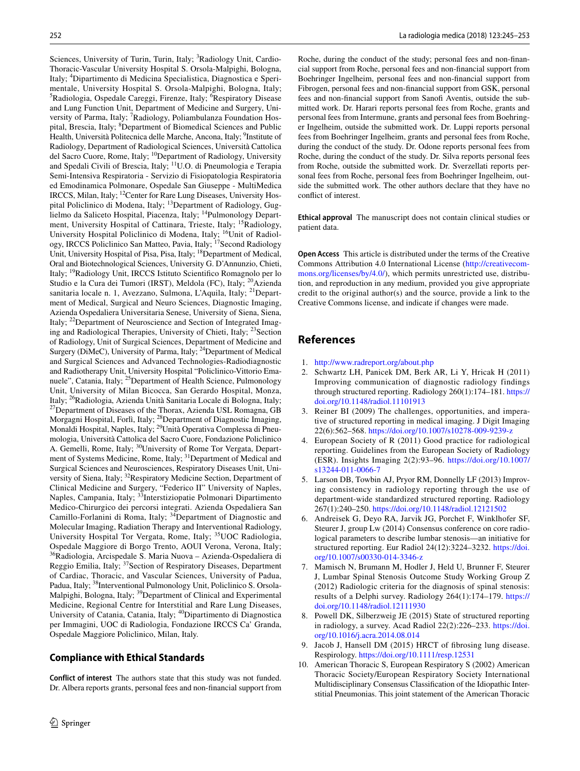Sciences, University of Turin, Turin, Italy; [3]Radiology Unit, Cardio-Thoracic-Vascular University Hospital S. Orsola-Malpighi, Bologna, Italy; [4]Dipartimento di Medicina Specialistica, Diagnostica e Sperimentale, University Hospital S. Orsola-Malpighi, Bologna, Italy; [5]Radiologia, Ospedale Careggi, Firenze, Italy; [6]Respiratory Disease and Lung Function Unit, Department of Medicine and Surgery, University of Parma, Italy; [7]Radiology, Poliambulanza Foundation Hospital, Brescia, Italy; [8]Department of Biomedical Sciences and Public Health, Università Politecnica delle Marche, Ancona, Italy; [9]Institute of Radiology, Department of Radiological Sciences, Università Cattolica del Sacro Cuore, Rome, Italy; [10]Department of Radiology, University and Spedali Civili of Brescia, Italy; [11]U.O. di Pneumologia e Terapia Semi-Intensiva Respiratoria - Servizio di Fisiopatologia Respiratoria ed Emodinamica Polmonare, Ospedale San Giuseppe - MultiMedica IRCCS, Milan, Italy; [12]Center for Rare Lung Diseases, University Hospital Policlinico of Modena, Italy; [13]Department of Radiology, Guglielmo da Saliceto Hospital, Piacenza, Italy; [14]Pulmonology Department, University Hospital of Cattinara, Trieste, Italy; [15]Radiology, University Hospital Policlinico di Modena, Italy; [16]Unit of Radiology, IRCCS Policlinico San Matteo, Pavia, Italy; [17]Second Radiology Unit, University Hospital of Pisa, Pisa, Italy; [18]Department of Medical, Oral and Biotechnological Sciences, University G. D'Annunzio, Chieti, Italy; [19]Radiology Unit, IRCCS Istituto Scientifico Romagnolo per lo Studio e la Cura dei Tumori (IRST), Meldola (FC), Italy; [20]Azienda sanitaria locale n. 1, Avezzano, Sulmona, L'Aquila, Italy; [21]Department of Medical, Surgical and Neuro Sciences, Diagnostic Imaging, Azienda Ospedaliera Universitaria Senese, University of Siena, Siena, Italy; [22]Department of Neuroscience and Section of Integrated Imaging and Radiological Therapies, University of Chieti, Italy; [23]Section of Radiology, Unit of Surgical Sciences, Department of Medicine and Surgery (DiMeC), University of Parma, Italy; [24]Department of Medical and Surgical Sciences and Advanced Technologies-Radiodiagnostic and Radiotherapy Unit, University Hospital "Policlinico-Vittorio Emanuele", Catania, Italy; [25]Department of Health Science, Pulmonology Unit, University of Milan Bicocca, San Gerardo Hospital, Monza, Italy; [26]Radiologia, Azienda Unità Sanitaria Locale di Bologna, Italy; [27]Department of Diseases of the Thorax, Azienda USL Romagna, GB Morgagni Hospital, Forlì, Italy; [28]Department of Diagnostic Imaging, Monaldi Hospital, Naples, Italy; [29]Unità Operativa Complessa di Pneumologia, Università Cattolica del Sacro Cuore, Fondazione Policlinico A. Gemelli, Rome, Italy; [30]University of Rome Tor Vergata, Department of Systems Medicine, Rome, Italy; [31]Department of Medical and Surgical Sciences and Neurosciences, Respiratory Diseases Unit, University of Siena, Italy; [32]Respiratory Medicine Section, Department of Clinical Medicine and Surgery, "Federico II" University of Naples, Naples, Campania, Italy; [33]Interstiziopatie Polmonari Dipartimento Medico-Chirurgico dei percorsi integrati. Azienda Ospedaliera San Camillo-Forlanini di Roma, Italy; [34]Department of Diagnostic and Molecular Imaging, Radiation Therapy and Interventional Radiology, University Hospital Tor Vergata, Rome, Italy; [35]UOC Radiologia, Ospedale Maggiore di Borgo Trento, AOUI Verona, Verona, Italy; [36]Radiologia, Arcispedale S. Maria Nuova – Azienda-Ospedaliera di Reggio Emilia, Italy; [37]Section of Respiratory Diseases, Department of Cardiac, Thoracic, and Vascular Sciences, University of Padua, Padua, Italy; [38]Interventional Pulmonology Unit, Policlinico S. Orsola-Malpighi, Bologna, Italy; [39]Department of Clinical and Experimental Medicine, Regional Centre for Interstitial and Rare Lung Diseases, University of Catania, Catania, Italy; [40]Dipartimento di Diagnostica per Immagini, UOC di Radiologia, Fondazione IRCCS Ca' Granda, Ospedale Maggiore Policlinico, Milan, Italy.

## Compliance with Ethical Standards

**Conflict of interest** The authors state that this study was not funded. Dr. Albera reports grants, personal fees and non-financial support from Roche, during the conduct of the study; personal fees and non-financial support from Roche, personal fees and non-financial support from Boehringer Ingelheim, personal fees and non-financial support from Fibrogen, personal fees and non-financial support from GSK, personal fees and non-financial support from Sanofi Aventis, outside the submitted work. Dr. Harari reports personal fees from Roche, grants and personal fees from Intermune, grants and personal fees from Boehringer Ingelheim, outside the submitted work. Dr. Luppi reports personal fees from Boehringer Ingelheim, grants and personal fees from Roche, during the conduct of the study. Dr. Odone reports personal fees from Roche, during the conduct of the study. Dr. Silva reports personal fees from Roche, outside the submitted work. Dr. Sverzellati reports personal fees from Roche, personal fees from Boehringer Ingelheim, outside the submitted work. The other authors declare that they have no conflict of interest.

**Ethical approval** The manuscript does not contain clinical studies or patient data.

**Open Access** This article is distributed under the terms of the Creative Commons Attribution 4.0 International License (http://creativecommons.org/licenses/by/4.0/), which permits unrestricted use, distribution, and reproduction in any medium, provided you give appropriate credit to the original author(s) and the source, provide a link to the Creative Commons license, and indicate if changes were made.

## References

1. http://www.radreport.org/about.php
2. Schwartz LH, Panicek DM, Berk AR, Li Y, Hricak H (2011) Improving communication of diagnostic radiology findings through structured reporting. Radiology 260(1):174–181. https://doi.org/10.1148/radiol.11101913
3. Reiner BI (2009) The challenges, opportunities, and imperative of structured reporting in medical imaging. J Digit Imaging 22(6):562–568. https://doi.org/10.1007/s10278-009-9239-z
4. European Society of R (2011) Good practice for radiological reporting. Guidelines from the European Society of Radiology (ESR). Insights Imaging 2(2):93–96. https://doi.org/10.1007/s13244-011-0066-7
5. Larson DB, Towbin AJ, Pryor RM, Donnelly LF (2013) Improving consistency in radiology reporting through the use of department-wide standardized structured reporting. Radiology 267(1):240–250. https://doi.org/10.1148/radiol.12121502
6. Andreisek G, Deyo RA, Jarvik JG, Porchet F, Winklhofer SF, Steurer J, group Lw (2014) Consensus conference on core radiological parameters to describe lumbar stenosis—an initiative for structured reporting. Eur Radiol 24(12):3224–3232. https://doi.org/10.1007/s00330-014-3346-z
7. Mamisch N, Brumann M, Hodler J, Held U, Brunner F, Steurer J, Lumbar Spinal Stenosis Outcome Study Working Group Z (2012) Radiologic criteria for the diagnosis of spinal stenosis: results of a Delphi survey. Radiology 264(1):174–179. https://doi.org/10.1148/radiol.12111930
8. Powell DK, Silberzweig JE (2015) State of structured reporting in radiology, a survey. Acad Radiol 22(2):226–233. https://doi.org/10.1016/j.acra.2014.08.014
9. Jacob J, Hansell DM (2015) HRCT of fibrosing lung disease. Respirology. https://doi.org/10.1111/resp.12531
10. American Thoracic S, European Respiratory S (2002) American Thoracic Society/European Respiratory Society International Multidisciplinary Consensus Classification of the Idiopathic Interstitial Pneumonias. This joint statement of the American Thoracic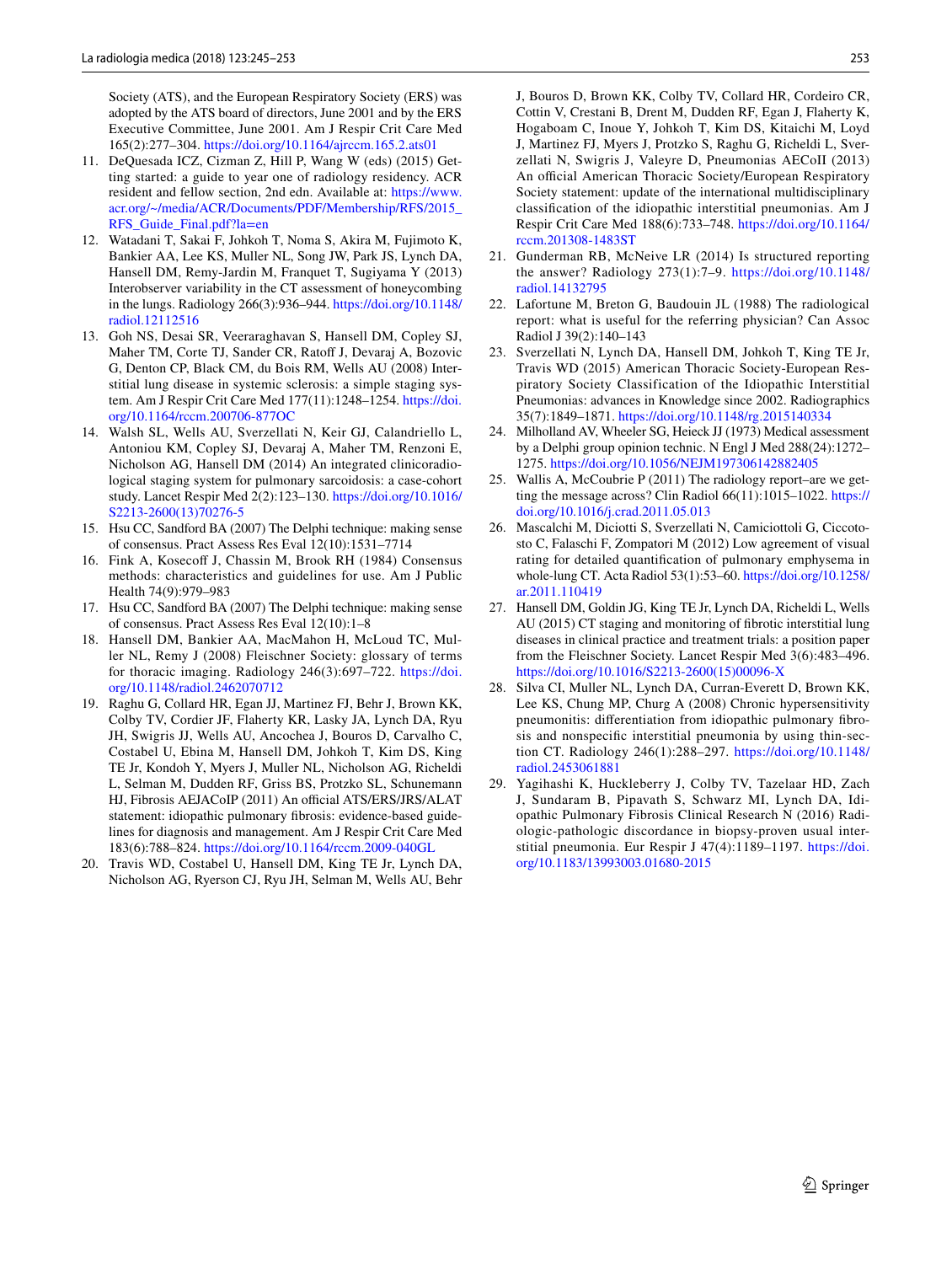Society (ATS), and the European Respiratory Society (ERS) was adopted by the ATS board of directors, June 2001 and by the ERS Executive Committee, June 2001. Am J Respir Crit Care Med 165(2):277–304. https://doi.org/10.1164/ajrccm.165.2.ats01

11. DeQuesada ICZ, Cizman Z, Hill P, Wang W (eds) (2015) Getting started: a guide to year one of radiology residency. ACR resident and fellow section, 2nd edn. Available at: https://www.acr.org/~/media/ACR/Documents/PDF/Membership/RFS/2015_RFS_Guide_Final.pdf?la=en
12. Watadani T, Sakai F, Johkoh T, Noma S, Akira M, Fujimoto K, Bankier AA, Lee KS, Muller NL, Song JW, Park JS, Lynch DA, Hansell DM, Remy-Jardin M, Franquet T, Sugiyama Y (2013) Interobserver variability in the CT assessment of honeycombing in the lungs. Radiology 266(3):936–944. https://doi.org/10.1148/radiol.12112516
13. Goh NS, Desai SR, Veeraraghavan S, Hansell DM, Copley SJ, Maher TM, Corte TJ, Sander CR, Ratoff J, Devaraj A, Bozovic G, Denton CP, Black CM, du Bois RM, Wells AU (2008) Interstitial lung disease in systemic sclerosis: a simple staging system. Am J Respir Crit Care Med 177(11):1248–1254. https://doi.org/10.1164/rccm.200706-877OC
14. Walsh SL, Wells AU, Sverzellati N, Keir GJ, Calandriello L, Antoniou KM, Copley SJ, Devaraj A, Maher TM, Renzoni E, Nicholson AG, Hansell DM (2014) An integrated clinicoradiological staging system for pulmonary sarcoidosis: a case-cohort study. Lancet Respir Med 2(2):123–130. https://doi.org/10.1016/S2213-2600(13)70276-5
15. Hsu CC, Sandford BA (2007) The Delphi technique: making sense of consensus. Pract Assess Res Eval 12(10):1531–7714
16. Fink A, Kosecoff J, Chassin M, Brook RH (1984) Consensus methods: characteristics and guidelines for use. Am J Public Health 74(9):979–983
17. Hsu CC, Sandford BA (2007) The Delphi technique: making sense of consensus. Pract Assess Res Eval 12(10):1–8
18. Hansell DM, Bankier AA, MacMahon H, McLoud TC, Muller NL, Remy J (2008) Fleischner Society: glossary of terms for thoracic imaging. Radiology 246(3):697–722. https://doi.org/10.1148/radiol.2462070712
19. Raghu G, Collard HR, Egan JJ, Martinez FJ, Behr J, Brown KK, Colby TV, Cordier JF, Flaherty KR, Lasky JA, Lynch DA, Ryu JH, Swigris JJ, Wells AU, Ancochea J, Bouros D, Carvalho C, Costabel U, Ebina M, Hansell DM, Johkoh T, Kim DS, King TE Jr, Kondoh Y, Myers J, Muller NL, Nicholson AG, Richeldi L, Selman M, Dudden RF, Griss BS, Protzko SL, Schunemann HJ, Fibrosis AEJACoIP (2011) An official ATS/ERS/JRS/ALAT statement: idiopathic pulmonary fibrosis: evidence-based guidelines for diagnosis and management. Am J Respir Crit Care Med 183(6):788–824. https://doi.org/10.1164/rccm.2009-040GL
20. Travis WD, Costabel U, Hansell DM, King TE Jr, Lynch DA, Nicholson AG, Ryerson CJ, Ryu JH, Selman M, Wells AU, Behr J, Bouros D, Brown KK, Colby TV, Collard HR, Cordeiro CR, Cottin V, Crestani B, Drent M, Dudden RF, Egan J, Flaherty K, Hogaboam C, Inoue Y, Johkoh T, Kim DS, Kitaichi M, Loyd J, Martinez FJ, Myers J, Protzko S, Raghu G, Richeldi L, Sverzellati N, Swigris J, Valeyre D, Pneumonias AECoII (2013) An official American Thoracic Society/European Respiratory Society statement: update of the international multidisciplinary classification of the idiopathic interstitial pneumonias. Am J Respir Crit Care Med 188(6):733–748. https://doi.org/10.1164/rccm.201308-1483ST
21. Gunderman RB, McNeive LR (2014) Is structured reporting the answer? Radiology 273(1):7–9. https://doi.org/10.1148/radiol.14132795
22. Lafortune M, Breton G, Baudouin JL (1988) The radiological report: what is useful for the referring physician? Can Assoc Radiol J 39(2):140–143
23. Sverzellati N, Lynch DA, Hansell DM, Johkoh T, King TE Jr, Travis WD (2015) American Thoracic Society-European Respiratory Society Classification of the Idiopathic Interstitial Pneumonias: advances in Knowledge since 2002. Radiographics 35(7):1849–1871. https://doi.org/10.1148/rg.2015140334
24. Milholland AV, Wheeler SG, Heieck JJ (1973) Medical assessment by a Delphi group opinion technic. N Engl J Med 288(24):1272–1275. https://doi.org/10.1056/NEJM197306142882405
25. Wallis A, McCoubrie P (2011) The radiology report–are we getting the message across? Clin Radiol 66(11):1015–1022. https://doi.org/10.1016/j.crad.2011.05.013
26. Mascalchi M, Diciotti S, Sverzellati N, Camiciottoli G, Ciccotosto C, Falaschi F, Zompatori M (2012) Low agreement of visual rating for detailed quantification of pulmonary emphysema in whole-lung CT. Acta Radiol 53(1):53–60. https://doi.org/10.1258/ar.2011.110419
27. Hansell DM, Goldin JG, King TE Jr, Lynch DA, Richeldi L, Wells AU (2015) CT staging and monitoring of fibrotic interstitial lung diseases in clinical practice and treatment trials: a position paper from the Fleischner Society. Lancet Respir Med 3(6):483–496. https://doi.org/10.1016/S2213-2600(15)00096-X
28. Silva CI, Muller NL, Lynch DA, Curran-Everett D, Brown KK, Lee KS, Chung MP, Churg A (2008) Chronic hypersensitivity pneumonitis: differentiation from idiopathic pulmonary fibrosis and nonspecific interstitial pneumonia by using thin-section CT. Radiology 246(1):288–297. https://doi.org/10.1148/radiol.2453061881
29. Yagihashi K, Huckleberry J, Colby TV, Tazelaar HD, Zach J, Sundaram B, Pipavath S, Schwarz MI, Lynch DA, Idiopathic Pulmonary Fibrosis Clinical Research N (2016) Radiologic-pathologic discordance in biopsy-proven usual interstitial pneumonia. Eur Respir J 47(4):1189–1197. https://doi.org/10.1183/13993003.01680-2015